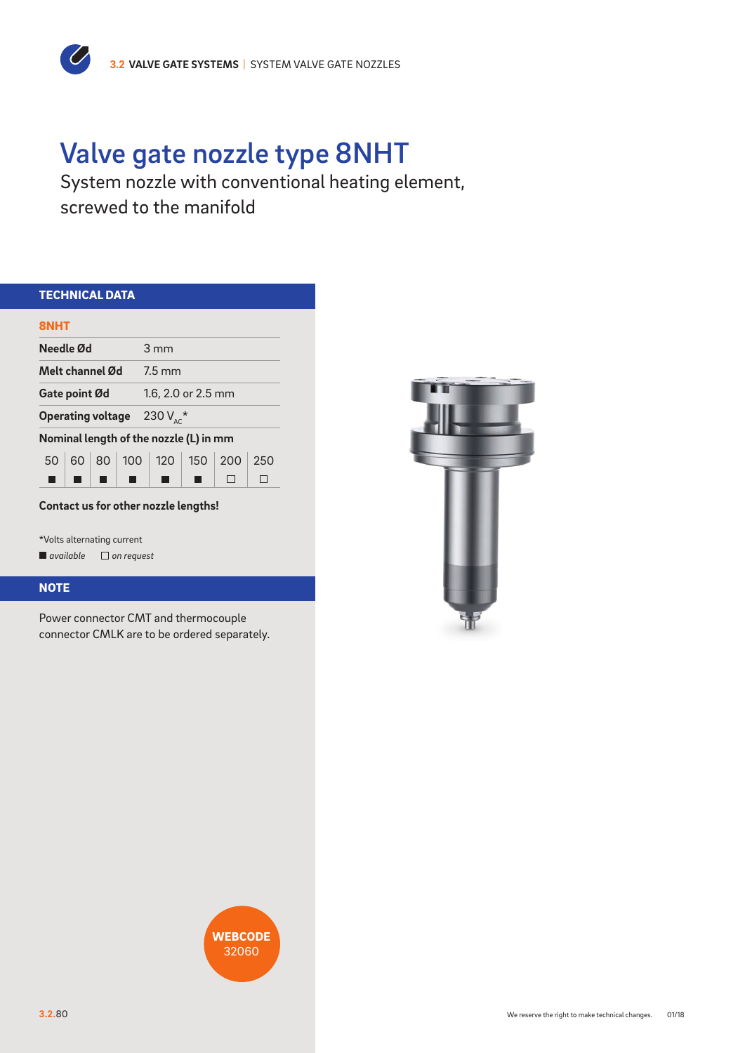# Valve gate nozzle type 8NHT

System nozzle with conventional heating element, screwed to the manifold

## TECHNICAL DATA

**8NHT**

| | |
|---|---|
| **Needle Ød** | 3 mm |
| **Melt channel Ød** | 7.5 mm |
| **Gate point Ød** | 1.6, 2.0 or 2.5 mm |
| **Operating voltage** | 230 $V_{AC}$* |

**Nominal length of the nozzle (L) in mm**

| 50 | 60 | 80 | 100 | 120 | 150 | 200 | 250 |
|---|---|---|---|---|---|---|---|
| ■ | ■ | ■ | ■ | ■ | ■ | □ | □ |

**Contact us for other nozzle lengths!**

*Volts alternating current

■ *available* □ *on request*

## NOTE

Power connector CMT and thermocouple connector CMLK are to be ordered separately.

**WEBCODE**
32060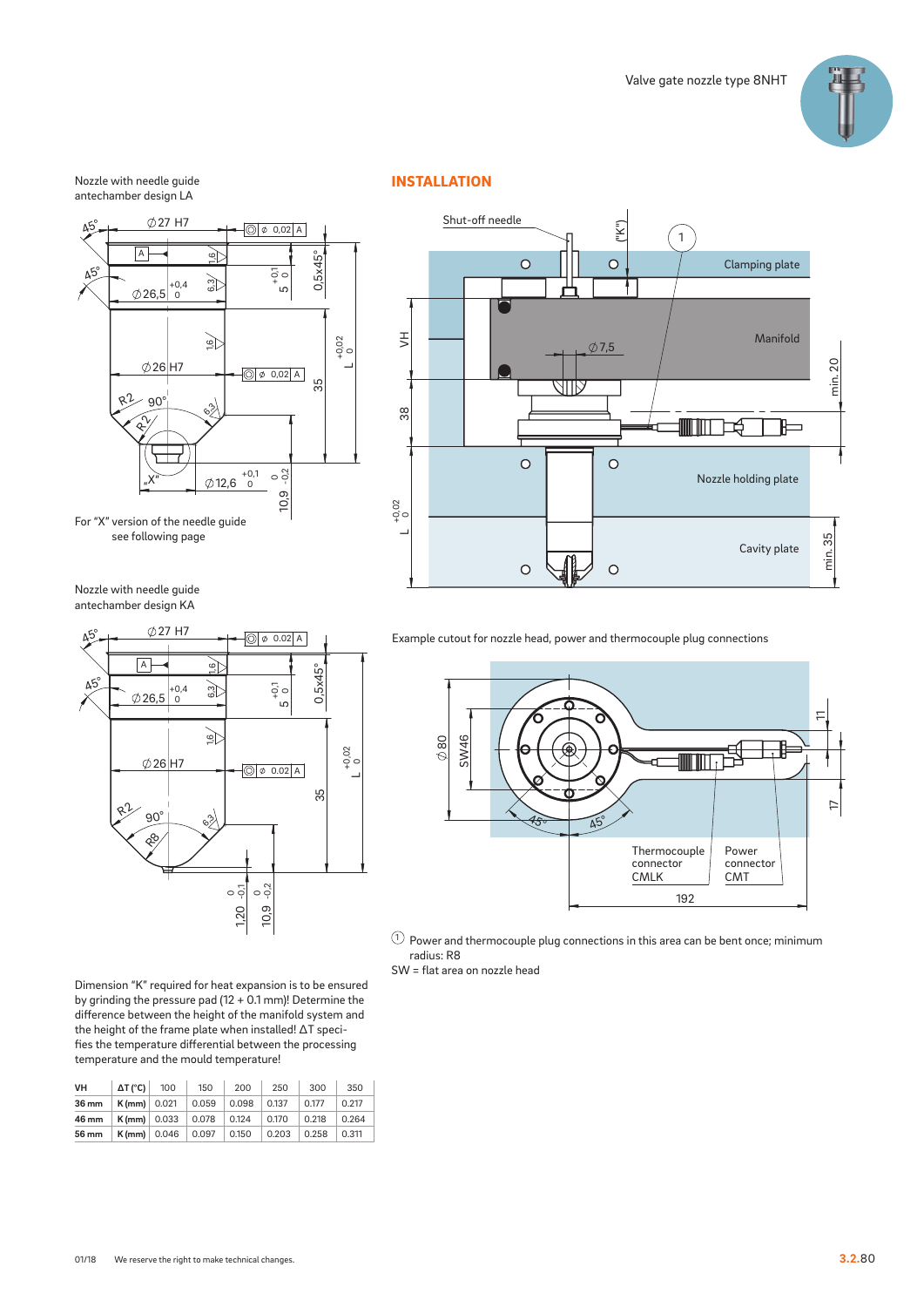Nozzle with needle guide antechamber design LA

For "X" version of the needle guide see following page

Nozzle with needle guide antechamber design KA

## INSTALLATION

Example cutout for nozzle head, power and thermocouple plug connections

① Power and thermocouple plug connections in this area can be bent once; minimum radius: R8

SW = flat area on nozzle head

Dimension "K" required for heat expansion is to be ensured by grinding the pressure pad (12 + 0.1 mm)! Determine the difference between the height of the manifold system and the height of the frame plate when installed! ΔT specifies the temperature differential between the processing temperature and the mould temperature!

| VH | ΔT (°C) | 100 | 150 | 200 | 250 | 300 | 350 |
|---|---|---|---|---|---|---|---|
| 36 mm | K (mm) | 0.021 | 0.059 | 0.098 | 0.137 | 0.177 | 0.217 |
| 46 mm | K (mm) | 0.033 | 0.078 | 0.124 | 0.170 | 0.218 | 0.264 |
| 56 mm | K (mm) | 0.046 | 0.097 | 0.150 | 0.203 | 0.258 | 0.311 |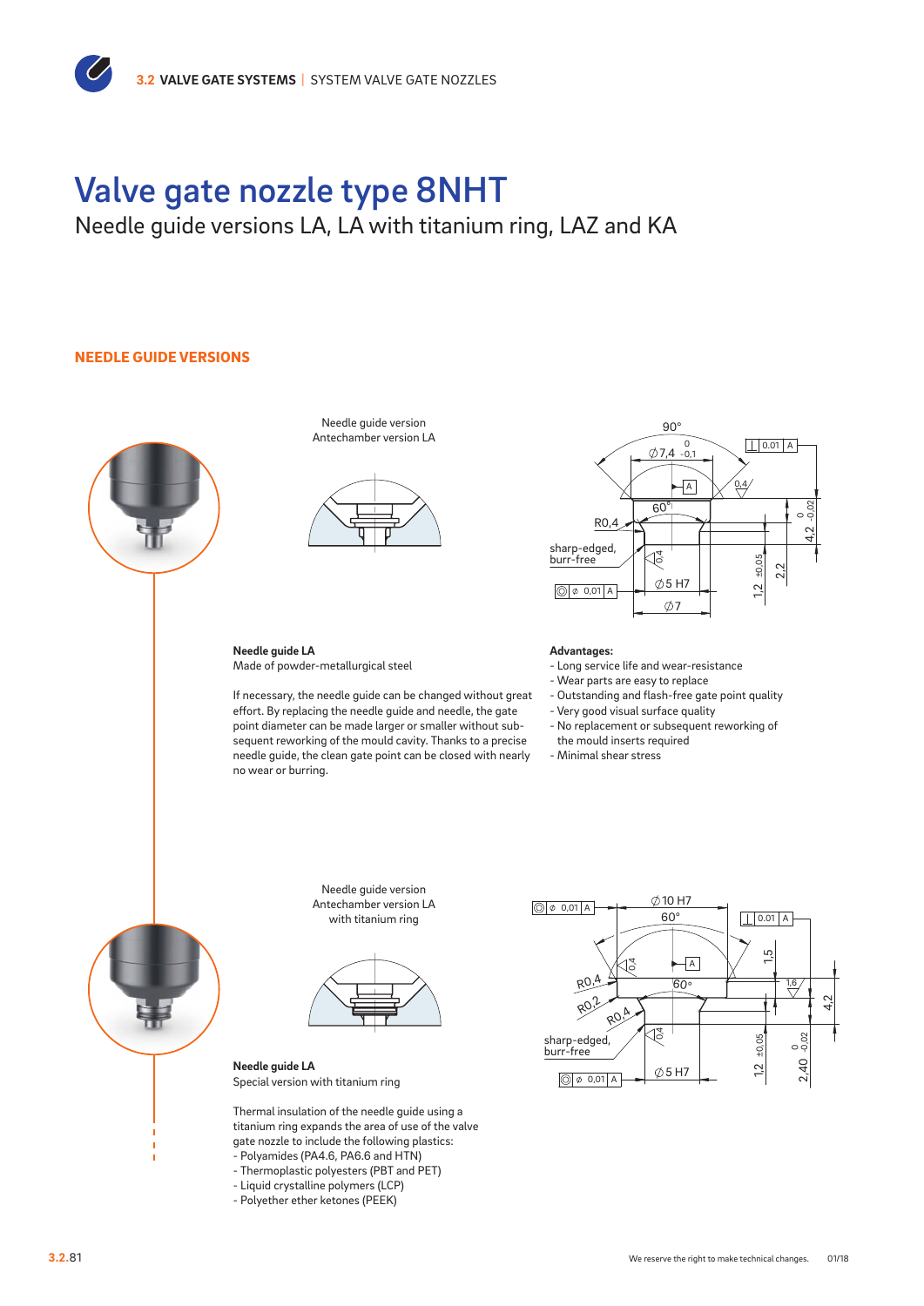# Valve gate nozzle type 8NHT

Needle guide versions LA, LA with titanium ring, LAZ and KA

## NEEDLE GUIDE VERSIONS

Needle guide version
Antechamber version LA

**Needle guide LA**
Made of powder-metallurgical steel

If necessary, the needle guide can be changed without great effort. By replacing the needle guide and needle, the gate point diameter can be made larger or smaller without subsequent reworking of the mould cavity. Thanks to a precise needle guide, the clean gate point can be closed with nearly no wear or burring.

**Advantages:**

- Long service life and wear-resistance
- Wear parts are easy to replace
- Outstanding and flash-free gate point quality
- Very good visual surface quality
- No replacement or subsequent reworking of the mould inserts required
- Minimal shear stress

Needle guide version
Antechamber version LA
with titanium ring

**Needle guide LA**
Special version with titanium ring

Thermal insulation of the needle guide using a titanium ring expands the area of use of the valve gate nozzle to include the following plastics:

- Polyamides (PA4.6, PA6.6 and HTN)
- Thermoplastic polyesters (PBT and PET)
- Liquid crystalline polymers (LCP)
- Polyether ether ketones (PEEK)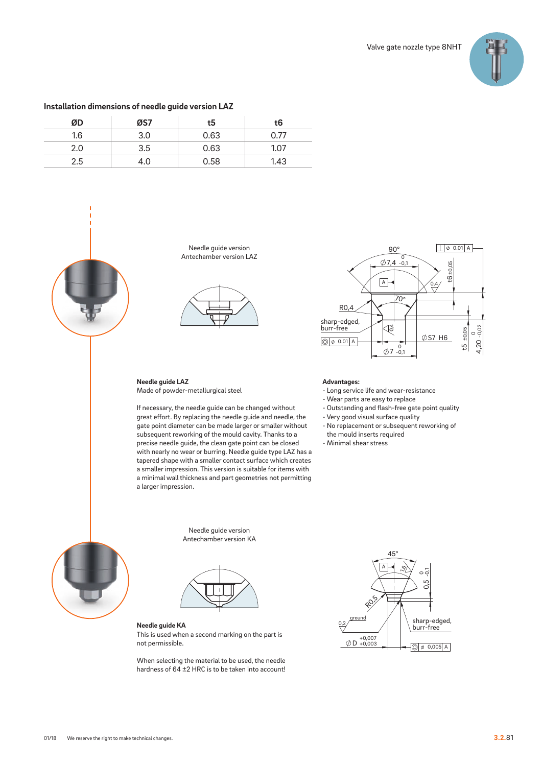## Installation dimensions of needle guide version LAZ

| ØD | ØS7 | t5 | t6 |
|---|---|---|---|
| 1.6 | 3.0 | 0.63 | 0.77 |
| 2.0 | 3.5 | 0.63 | 1.07 |
| 2.5 | 4.0 | 0.58 | 1.43 |

Needle guide version
Antechamber version LAZ

90°
Ø7,4 0 -0,1
A
0,01 A
t6 ±0.05
0,4
70°
R0,4
sharp-edged, burr-free
0,4
ØS7 H6
0,01 A
Ø7 0 -0,1
t5 ±0.05
4,20 0 -0.02

**Needle guide LAZ**
Made of powder-metallurgical steel

If necessary, the needle guide can be changed without great effort. By replacing the needle guide and needle, the gate point diameter can be made larger or smaller without subsequent reworking of the mould cavity. Thanks to a precise needle guide, the clean gate point can be closed with nearly no wear or burring. Needle guide type LAZ has a tapered shape with a smaller contact surface which creates a smaller impression. This version is suitable for items with a minimal wall thickness and part geometries not permitting a larger impression.

**Advantages:**

- Long service life and wear-resistance
- Wear parts are easy to replace
- Outstanding and flash-free gate point quality
- Very good visual surface quality
- No replacement or subsequent reworking of the mould inserts required
- Minimal shear stress

Needle guide version
Antechamber version KA

45°
A
1,6
0,5 0 -0,1
R0,5
0,2 ground
sharp-edged, burr-free
ØD +0,007 +0,003
0,005 A

**Needle guide KA**
This is used when a second marking on the part is not permissible.

When selecting the material to be used, the needle hardness of 64 ±2 HRC is to be taken into account!